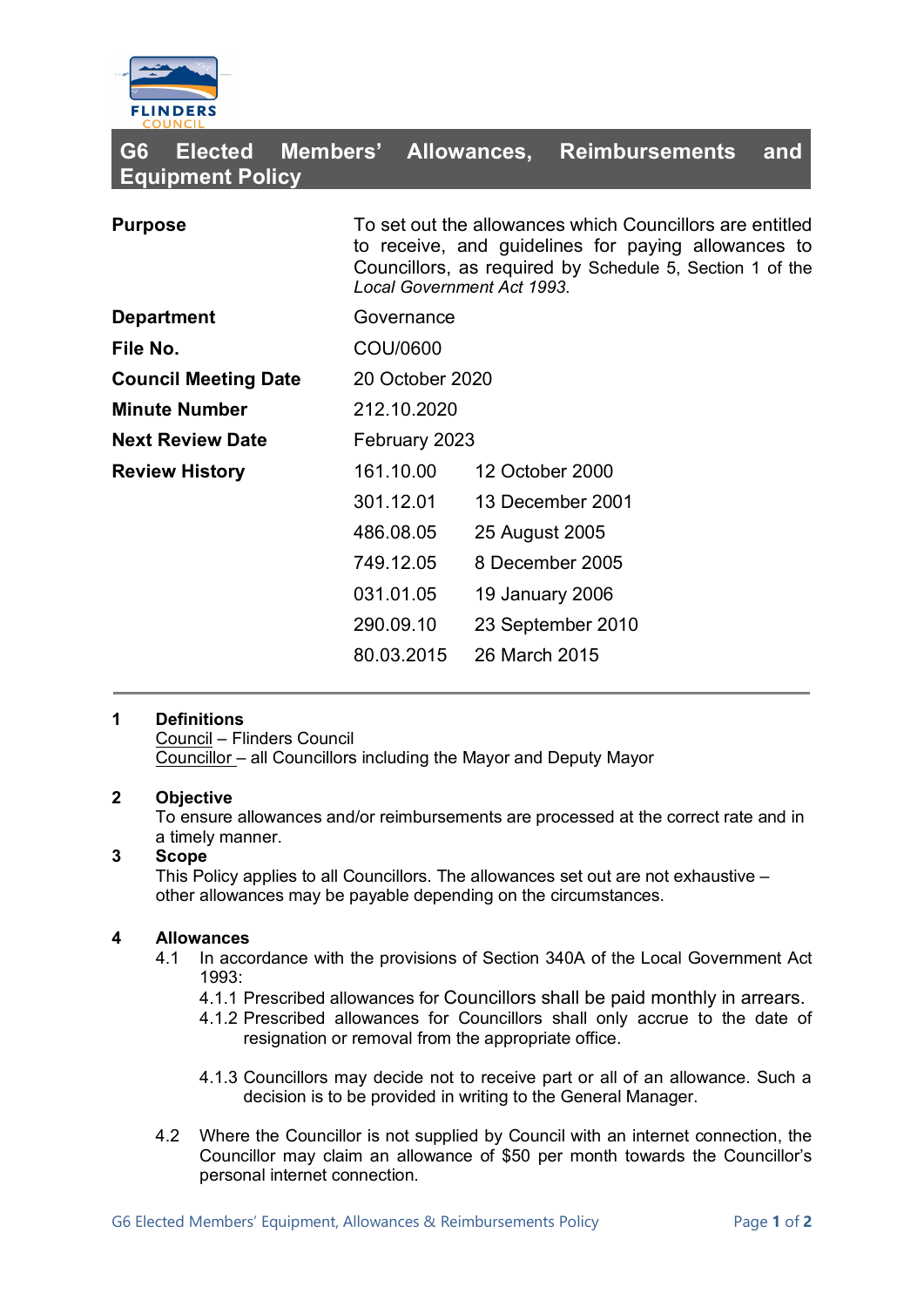# G6 Elected Members' Allowances, Reimbursements and Equipment Policy

| | | |
|---|---|---|
| **Purpose** | To set out the allowances which Councillors are entitled to receive, and guidelines for paying allowances to Councillors, as required by Schedule 5, Section 1 of the *Local Government Act 1993.* | |
| **Department** | Governance | |
| **File No.** | COU/0600 | |
| **Council Meeting Date** | 20 October 2020 | |
| **Minute Number** | 212.10.2020 | |
| **Next Review Date** | February 2023 | |
| **Review History** | 161.10.00 | 12 October 2000 |
| | 301.12.01 | 13 December 2001 |
| | 486.08.05 | 25 August 2005 |
| | 749.12.05 | 8 December 2005 |
| | 031.01.05 | 19 January 2006 |
| | 290.09.10 | 23 September 2010 |
| | 80.03.2015 | 26 March 2015 |

---

**1 Definitions**

Council – Flinders Council

Councillor – all Councillors including the Mayor and Deputy Mayor

**2 Objective**

To ensure allowances and/or reimbursements are processed at the correct rate and in a timely manner.

**3 Scope**

This Policy applies to all Councillors. The allowances set out are not exhaustive – other allowances may be payable depending on the circumstances.

**4 Allowances**

4.1 In accordance with the provisions of Section 340A of the Local Government Act 1993:

4.1.1 Prescribed allowances for Councillors shall be paid monthly in arrears.

4.1.2 Prescribed allowances for Councillors shall only accrue to the date of resignation or removal from the appropriate office.

4.1.3 Councillors may decide not to receive part or all of an allowance. Such a decision is to be provided in writing to the General Manager.

4.2 Where the Councillor is not supplied by Council with an internet connection, the Councillor may claim an allowance of $50 per month towards the Councillor's personal internet connection.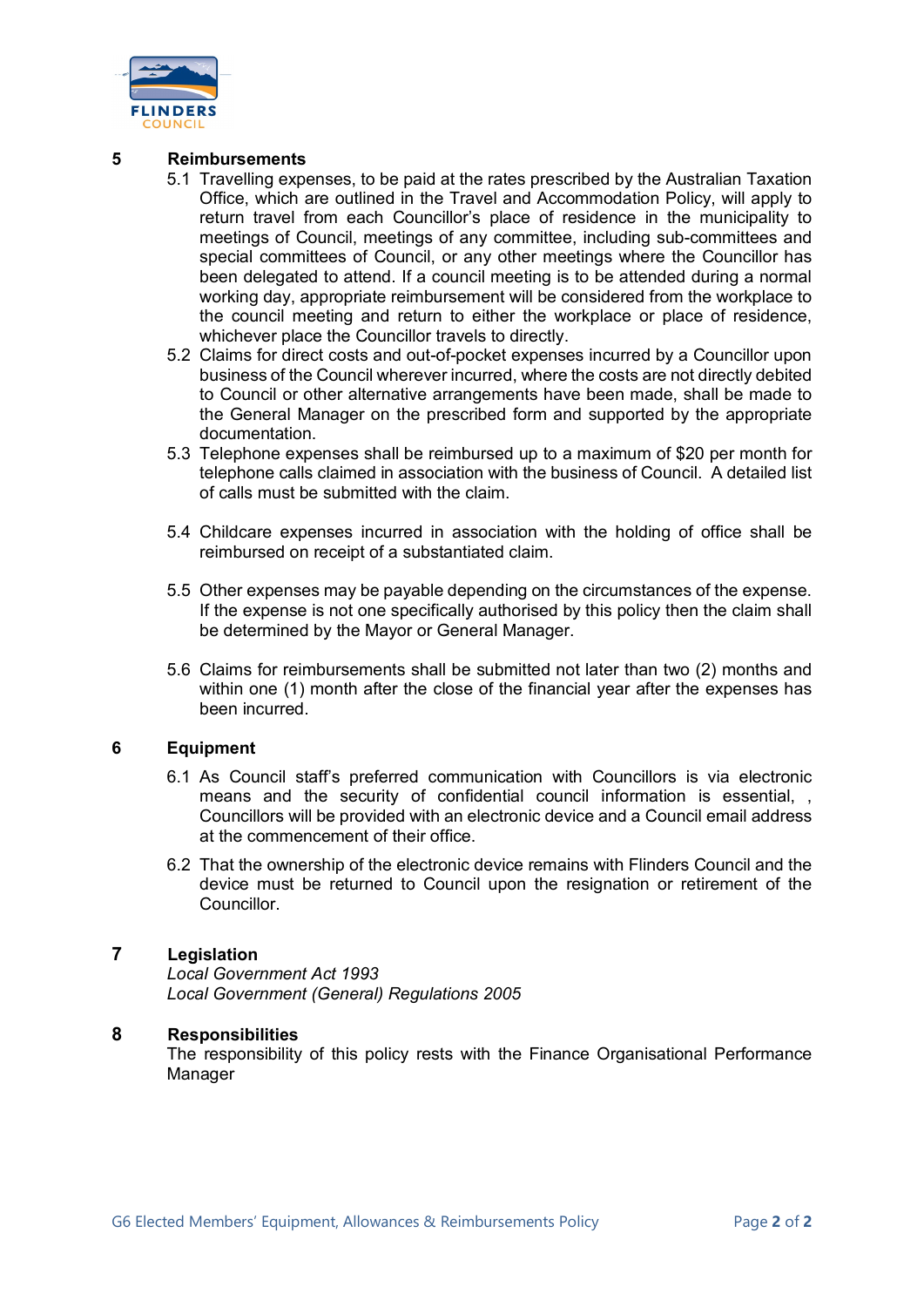## 5 Reimbursements

5.1 Travelling expenses, to be paid at the rates prescribed by the Australian Taxation Office, which are outlined in the Travel and Accommodation Policy, will apply to return travel from each Councillor's place of residence in the municipality to meetings of Council, meetings of any committee, including sub-committees and special committees of Council, or any other meetings where the Councillor has been delegated to attend. If a council meeting is to be attended during a normal working day, appropriate reimbursement will be considered from the workplace to the council meeting and return to either the workplace or place of residence, whichever place the Councillor travels to directly.

5.2 Claims for direct costs and out-of-pocket expenses incurred by a Councillor upon business of the Council wherever incurred, where the costs are not directly debited to Council or other alternative arrangements have been made, shall be made to the General Manager on the prescribed form and supported by the appropriate documentation.

5.3 Telephone expenses shall be reimbursed up to a maximum of $20 per month for telephone calls claimed in association with the business of Council. A detailed list of calls must be submitted with the claim.

5.4 Childcare expenses incurred in association with the holding of office shall be reimbursed on receipt of a substantiated claim.

5.5 Other expenses may be payable depending on the circumstances of the expense. If the expense is not one specifically authorised by this policy then the claim shall be determined by the Mayor or General Manager.

5.6 Claims for reimbursements shall be submitted not later than two (2) months and within one (1) month after the close of the financial year after the expenses has been incurred.

## 6 Equipment

6.1 As Council staff's preferred communication with Councillors is via electronic means and the security of confidential council information is essential, , Councillors will be provided with an electronic device and a Council email address at the commencement of their office.

6.2 That the ownership of the electronic device remains with Flinders Council and the device must be returned to Council upon the resignation or retirement of the Councillor.

## 7 Legislation

*Local Government Act 1993*
*Local Government (General) Regulations 2005*

## 8 Responsibilities

The responsibility of this policy rests with the Finance Organisational Performance Manager